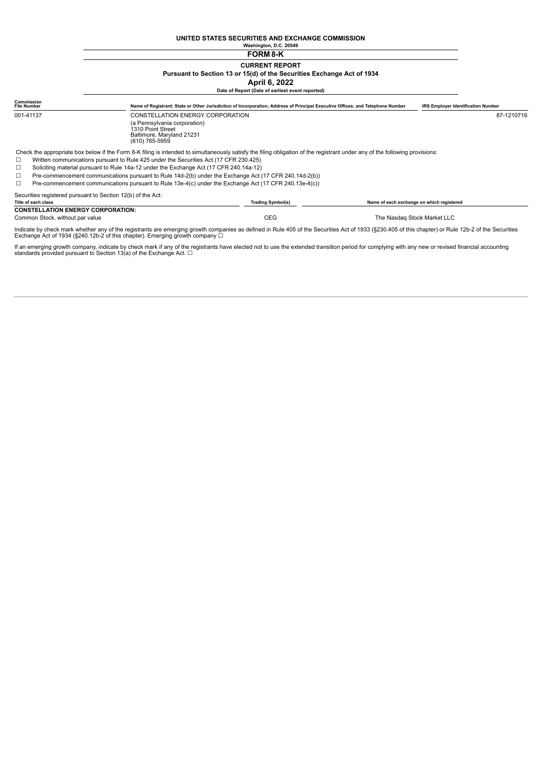# UNITED STATES SECURITIES AND EXCHANGE COMMISSION

**Washington, D.C. 20549**

## FORM 8-K

**CURRENT REPORT**

**Pursuant to Section 13 or 15(d) of the Securities Exchange Act of 1934**

**April 6, 2022**

**Date of Report (Date of earliest event reported)**

| Commission File Number | Name of Registrant; State or Other Jurisdiction of Incorporation; Address of Principal Executive Offices; and Telephone Number | IRS Employer Identification Number |
|---|---|---|
| 001-41137 | CONSTELLATION ENERGY CORPORATION<br>(a Pennsylvania corporation)<br>1310 Point Street<br>Baltimore, Maryland 21231<br>(610) 765-5959 | 87-1210716 |

Check the appropriate box below if the Form 8-K filing is intended to simultaneously satisfy the filing obligation of the registrant under any of the following provisions:

☐ Written communications pursuant to Rule 425 under the Securities Act (17 CFR 230.425)

☐ Soliciting material pursuant to Rule 14a-12 under the Exchange Act (17 CFR 240.14a-12)

☐ Pre-commencement communications pursuant to Rule 14d-2(b) under the Exchange Act (17 CFR 240.14d-2(b))

☐ Pre-commencement communications pursuant to Rule 13e-4(c) under the Exchange Act (17 CFR 240.13e-4(c))

Securities registered pursuant to Section 12(b) of the Act:

| Title of each class | Trading Symbol(s) | Name of each exchange on which registered |
|---|---|---|
| **CONSTELLATION ENERGY CORPORATION:** | | |
| Common Stock, without par value | CEG | The Nasdaq Stock Market LLC |

Indicate by check mark whether any of the registrants are emerging growth companies as defined in Rule 405 of the Securities Act of 1933 (§230.405 of this chapter) or Rule 12b-2 of the Securities Exchange Act of 1934 (§240.12b-2 of this chapter). Emerging growth company ☐

If an emerging growth company, indicate by check mark if any of the registrants have elected not to use the extended transition period for complying with any new or revised financial accounting standards provided pursuant to Section 13(a) of the Exchange Act. ☐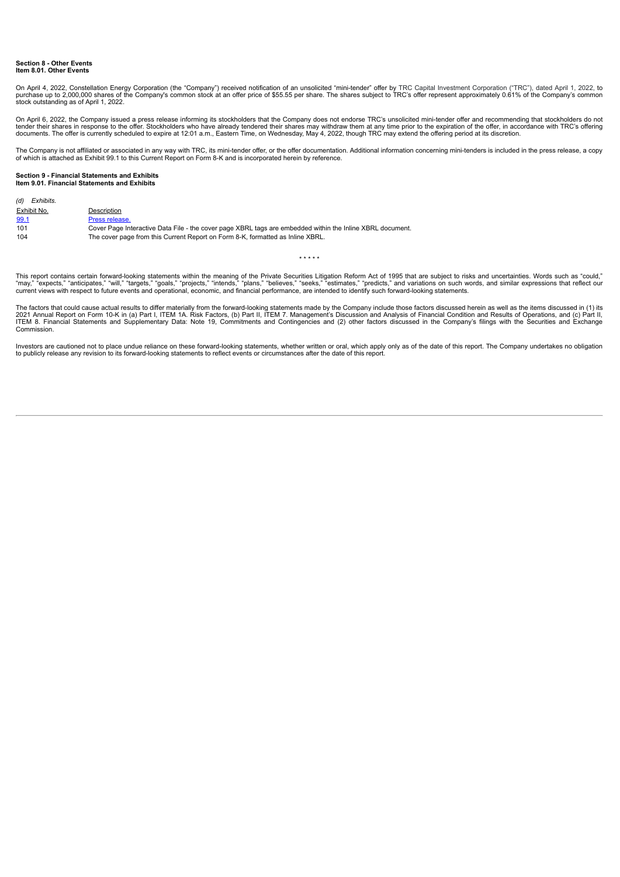**Section 8 - Other Events**
**Item 8.01. Other Events**

On April 4, 2022, Constellation Energy Corporation (the "Company") received notification of an unsolicited "mini-tender" offer by TRC Capital Investment Corporation ("TRC"), dated April 1, 2022, to purchase up to 2,000,000 shares of the Company's common stock at an offer price of $55.55 per share. The shares subject to TRC's offer represent approximately 0.61% of the Company's common stock outstanding as of April 1, 2022.

On April 6, 2022, the Company issued a press release informing its stockholders that the Company does not endorse TRC's unsolicited mini-tender offer and recommending that stockholders do not tender their shares in response to the offer. Stockholders who have already tendered their shares may withdraw them at any time prior to the expiration of the offer, in accordance with TRC's offering documents. The offer is currently scheduled to expire at 12:01 a.m., Eastern Time, on Wednesday, May 4, 2022, though TRC may extend the offering period at its discretion.

The Company is not affiliated or associated in any way with TRC, its mini-tender offer, or the offer documentation. Additional information concerning mini-tenders is included in the press release, a copy of which is attached as Exhibit 99.1 to this Current Report on Form 8-K and is incorporated herein by reference.

**Section 9 - Financial Statements and Exhibits**
**Item 9.01. Financial Statements and Exhibits**

*(d) Exhibits.*

| Exhibit No. | Description |
|---|---|
| 99.1 | Press release. |
| 101 | Cover Page Interactive Data File - the cover page XBRL tags are embedded within the Inline XBRL document. |
| 104 | The cover page from this Current Report on Form 8-K, formatted as Inline XBRL. |

\* \* \* \* \*

This report contains certain forward-looking statements within the meaning of the Private Securities Litigation Reform Act of 1995 that are subject to risks and uncertainties. Words such as "could," "may," "expects," "anticipates," "will," "targets," "goals," "projects," "intends," "plans," "believes," "seeks," "estimates," "predicts," and variations on such words, and similar expressions that reflect our current views with respect to future events and operational, economic, and financial performance, are intended to identify such forward-looking statements.

The factors that could cause actual results to differ materially from the forward-looking statements made by the Company include those factors discussed herein as well as the items discussed in (1) its 2021 Annual Report on Form 10-K in (a) Part I, ITEM 1A. Risk Factors, (b) Part II, ITEM 7. Management's Discussion and Analysis of Financial Condition and Results of Operations, and (c) Part II, ITEM 8. Financial Statements and Supplementary Data: Note 19, Commitments and Contingencies and (2) other factors discussed in the Company's filings with the Securities and Exchange Commission.

Investors are cautioned not to place undue reliance on these forward-looking statements, whether written or oral, which apply only as of the date of this report. The Company undertakes no obligation to publicly release any revision to its forward-looking statements to reflect events or circumstances after the date of this report.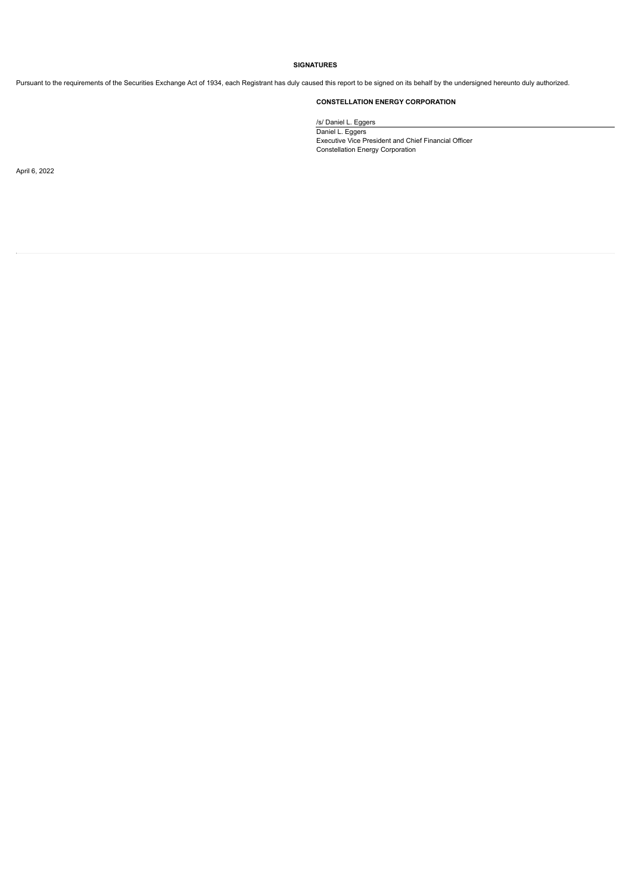**SIGNATURES**

Pursuant to the requirements of the Securities Exchange Act of 1934, each Registrant has duly caused this report to be signed on its behalf by the undersigned hereunto duly authorized.

**CONSTELLATION ENERGY CORPORATION**

/s/ Daniel L. Eggers

Daniel L. Eggers
Executive Vice President and Chief Financial Officer
Constellation Energy Corporation

April 6, 2022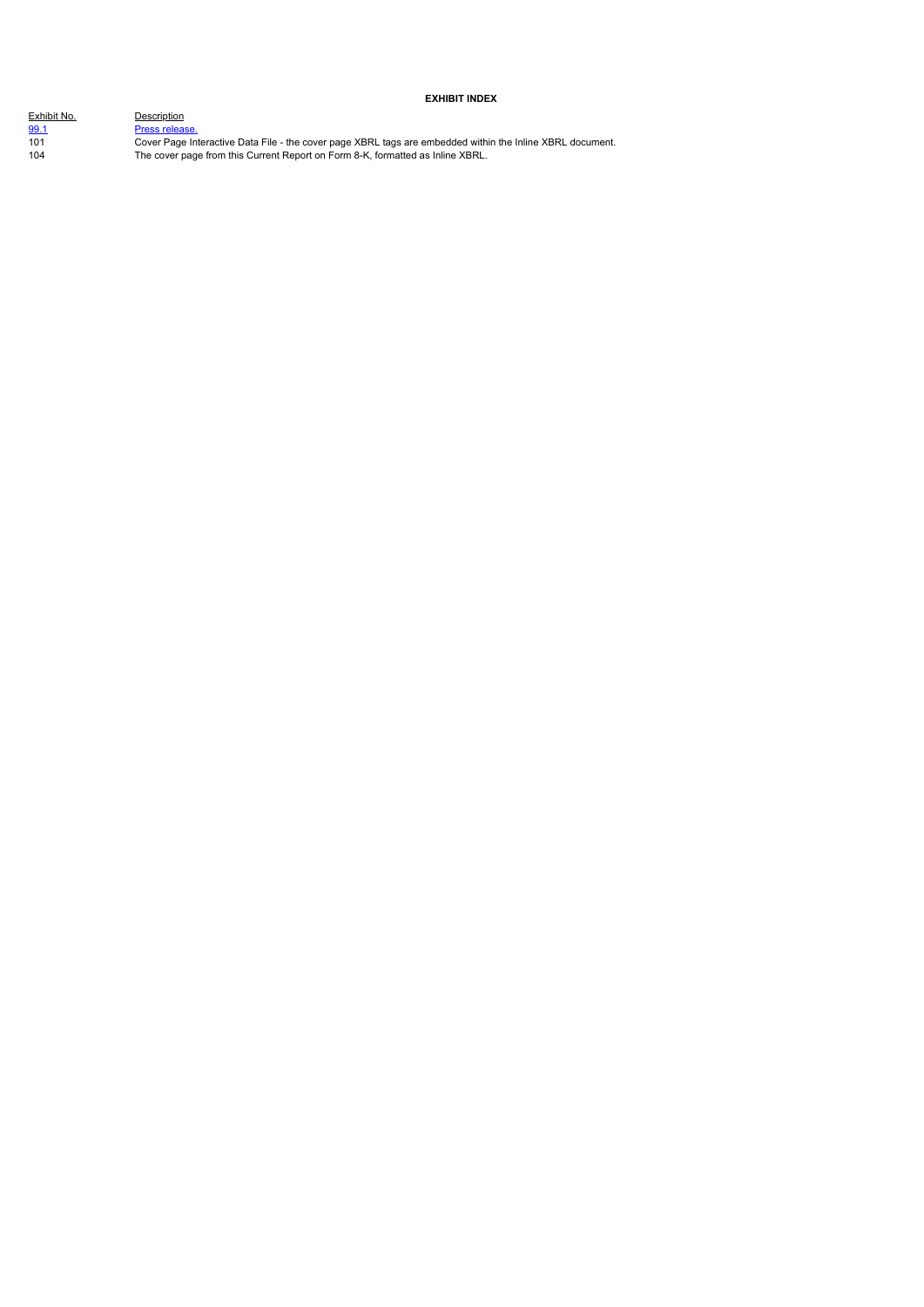**EXHIBIT INDEX**

| Exhibit No. | Description |
|---|---|
| 99.1 | Press release. |
| 101 | Cover Page Interactive Data File - the cover page XBRL tags are embedded within the Inline XBRL document. |
| 104 | The cover page from this Current Report on Form 8-K, formatted as Inline XBRL. |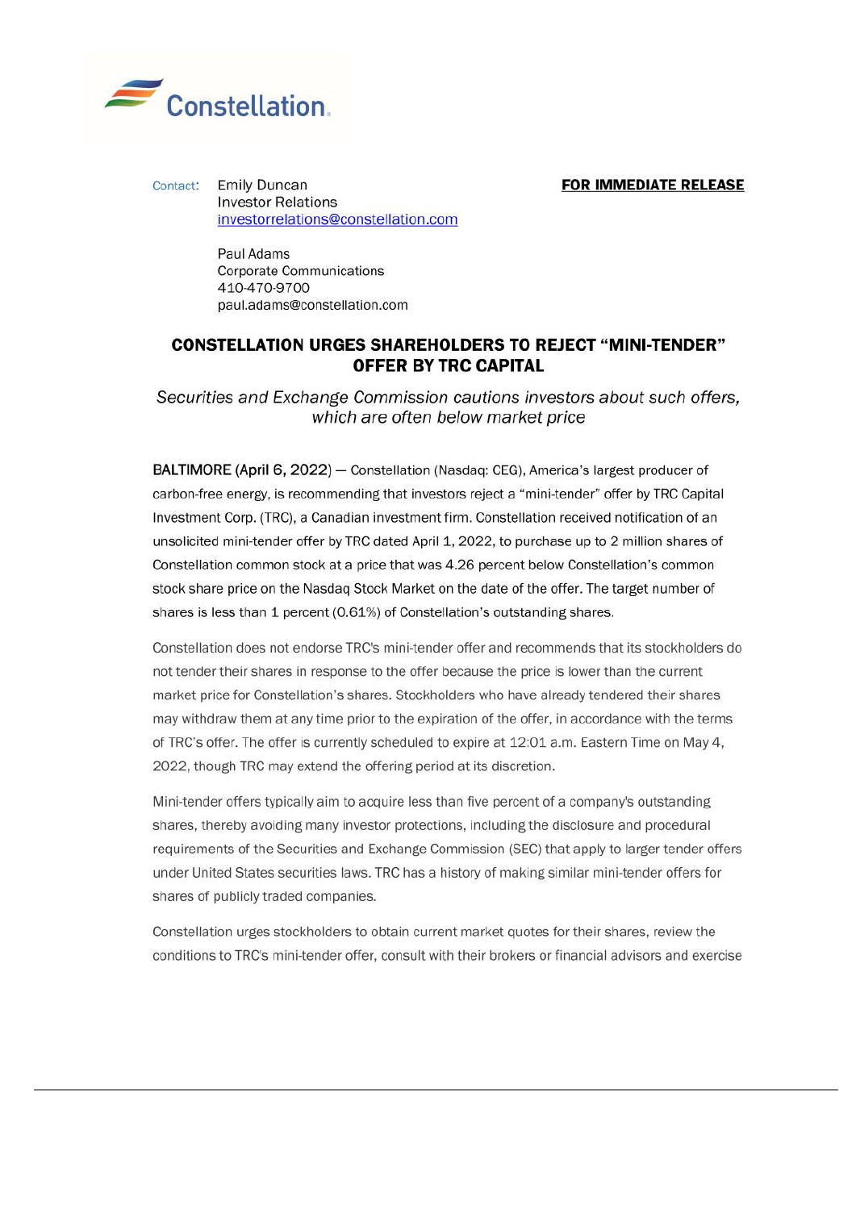Constellation

Contact: Emily Duncan
Investor Relations
investorrelations@constellation.com

Paul Adams
Corporate Communications
410-470-9700
paul.adams@constellation.com

**FOR IMMEDIATE RELEASE**

# CONSTELLATION URGES SHAREHOLDERS TO REJECT "MINI-TENDER" OFFER BY TRC CAPITAL

*Securities and Exchange Commission cautions investors about such offers, which are often below market price*

BALTIMORE (April 6, 2022) — Constellation (Nasdaq: CEG), America's largest producer of carbon-free energy, is recommending that investors reject a "mini-tender" offer by TRC Capital Investment Corp. (TRC), a Canadian investment firm. Constellation received notification of an unsolicited mini-tender offer by TRC dated April 1, 2022, to purchase up to 2 million shares of Constellation common stock at a price that was 4.26 percent below Constellation's common stock share price on the Nasdaq Stock Market on the date of the offer. The target number of shares is less than 1 percent (0.61%) of Constellation's outstanding shares.

Constellation does not endorse TRC's mini-tender offer and recommends that its stockholders do not tender their shares in response to the offer because the price is lower than the current market price for Constellation's shares. Stockholders who have already tendered their shares may withdraw them at any time prior to the expiration of the offer, in accordance with the terms of TRC's offer. The offer is currently scheduled to expire at 12:01 a.m. Eastern Time on May 4, 2022, though TRC may extend the offering period at its discretion.

Mini-tender offers typically aim to acquire less than five percent of a company's outstanding shares, thereby avoiding many investor protections, including the disclosure and procedural requirements of the Securities and Exchange Commission (SEC) that apply to larger tender offers under United States securities laws. TRC has a history of making similar mini-tender offers for shares of publicly traded companies.

Constellation urges stockholders to obtain current market quotes for their shares, review the conditions to TRC's mini-tender offer, consult with their brokers or financial advisors and exercise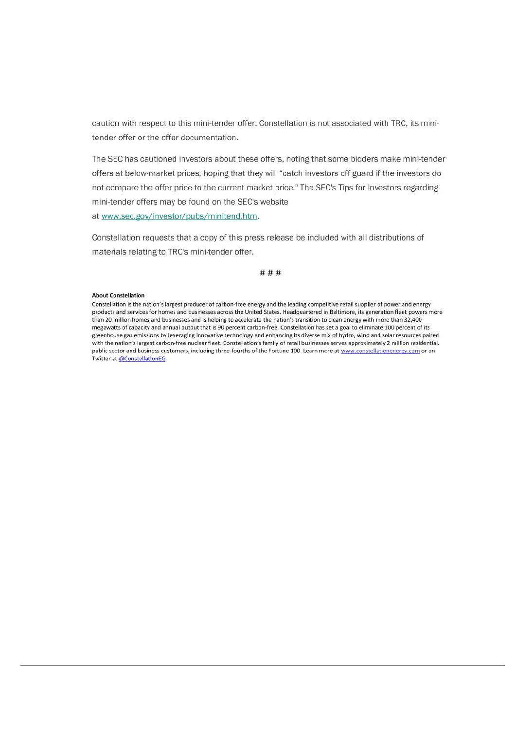caution with respect to this mini-tender offer. Constellation is not associated with TRC, its mini-tender offer or the offer documentation.

The SEC has cautioned investors about these offers, noting that some bidders make mini-tender offers at below-market prices, hoping that they will "catch investors off guard if the investors do not compare the offer price to the current market price." The SEC's Tips for Investors regarding mini-tender offers may be found on the SEC's website at www.sec.gov/investor/pubs/minitend.htm.

Constellation requests that a copy of this press release be included with all distributions of materials relating to TRC's mini-tender offer.

# # #

**About Constellation**

Constellation is the nation's largest producer of carbon-free energy and the leading competitive retail supplier of power and energy products and services for homes and businesses across the United States. Headquartered in Baltimore, its generation fleet powers more than 20 million homes and businesses and is helping to accelerate the nation's transition to clean energy with more than 32,400 megawatts of capacity and annual output that is 90 percent carbon-free. Constellation has set a goal to eliminate 100 percent of its greenhouse gas emissions by leveraging innovative technology and enhancing its diverse mix of hydro, wind and solar resources paired with the nation's largest carbon-free nuclear fleet. Constellation's family of retail businesses serves approximately 2 million residential, public sector and business customers, including three-fourths of the Fortune 100. Learn more at www.constellationenergy.com or on Twitter at @ConstellationEG.